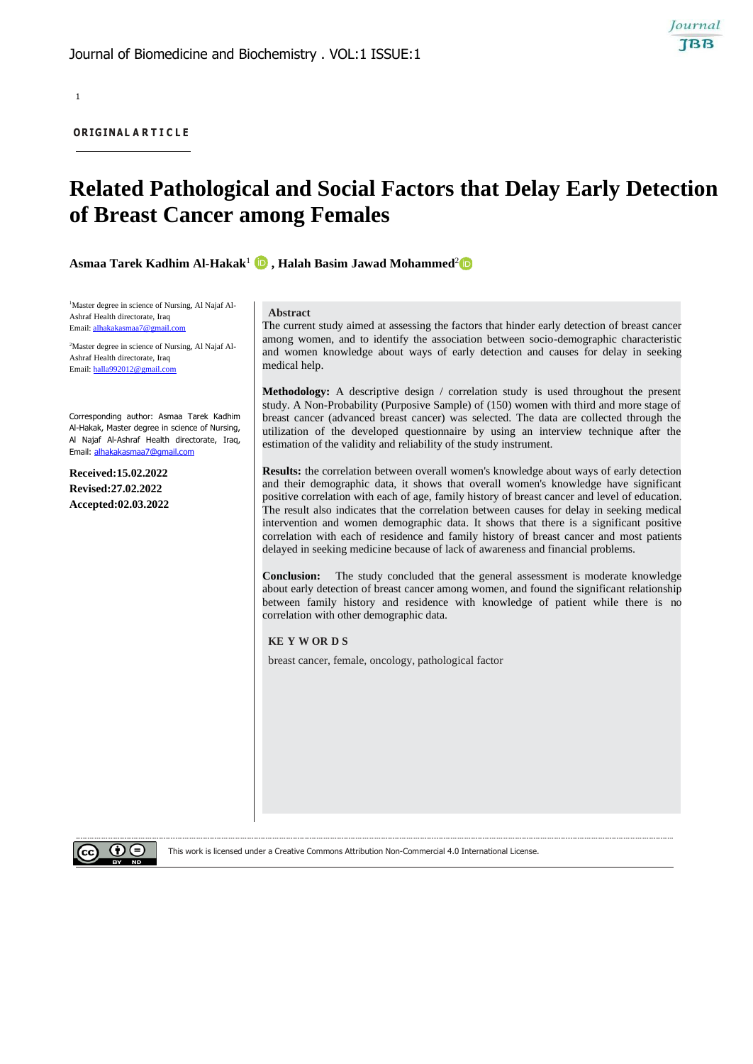ORIGINAL ARTICLE

# Related Pathological and Social Factors that Delay Early Detection of Breast Cancer among Females

**Asmaa Tarek Kadhim Al-Hakak**[1], **Halah Basim Jawad Mohammed**[2]

[1]Master degree in science of Nursing, Al Najaf Al-Ashraf Health directorate, Iraq
Email: alhakakasmaa7@gmail.com

[2]Master degree in science of Nursing, Al Najaf Al-Ashraf Health directorate, Iraq
Email: halla992012@gmail.com

Corresponding author: Asmaa Tarek Kadhim Al-Hakak, Master degree in science of Nursing, Al Najaf Al-Ashraf Health directorate, Iraq, Email: alhakakasmaa7@gmail.com

**Received:15.02.2022**
**Revised:27.02.2022**
**Accepted:02.03.2022**

## Abstract

The current study aimed at assessing the factors that hinder early detection of breast cancer among women, and to identify the association between socio-demographic characteristic and women knowledge about ways of early detection and causes for delay in seeking medical help.

**Methodology:** A descriptive design / correlation study is used throughout the present study. A Non-Probability (Purposive Sample) of (150) women with third and more stage of breast cancer (advanced breast cancer) was selected. The data are collected through the utilization of the developed questionnaire by using an interview technique after the estimation of the validity and reliability of the study instrument.

**Results:** the correlation between overall women's knowledge about ways of early detection and their demographic data, it shows that overall women's knowledge have significant positive correlation with each of age, family history of breast cancer and level of education. The result also indicates that the correlation between causes for delay in seeking medical intervention and women demographic data. It shows that there is a significant positive correlation with each of residence and family history of breast cancer and most patients delayed in seeking medicine because of lack of awareness and financial problems.

**Conclusion:** The study concluded that the general assessment is moderate knowledge about early detection of breast cancer among women, and found the significant relationship between family history and residence with knowledge of patient while there is no correlation with other demographic data.

## KEY WORDS

breast cancer, female, oncology, pathological factor

This work is licensed under a Creative Commons Attribution Non-Commercial 4.0 International License.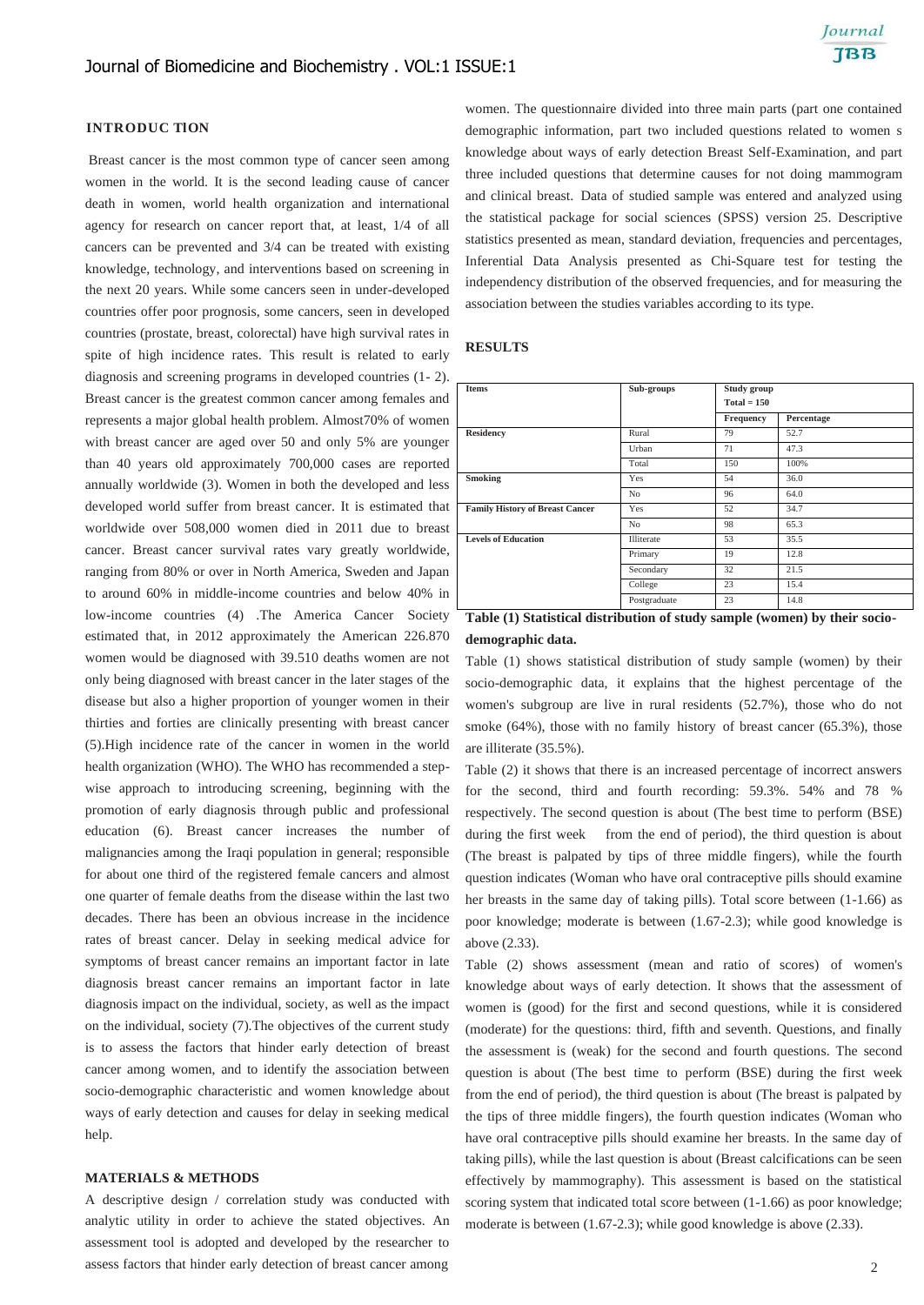## INTRODUC TION

Breast cancer is the most common type of cancer seen among women in the world. It is the second leading cause of cancer death in women, world health organization and international agency for research on cancer report that, at least, 1/4 of all cancers can be prevented and 3/4 can be treated with existing knowledge, technology, and interventions based on screening in the next 20 years. While some cancers seen in under-developed countries offer poor prognosis, some cancers, seen in developed countries (prostate, breast, colorectal) have high survival rates in spite of high incidence rates. This result is related to early diagnosis and screening programs in developed countries (1- 2). Breast cancer is the greatest common cancer among females and represents a major global health problem. Almost70% of women with breast cancer are aged over 50 and only 5% are younger than 40 years old approximately 700,000 cases are reported annually worldwide (3). Women in both the developed and less developed world suffer from breast cancer. It is estimated that worldwide over 508,000 women died in 2011 due to breast cancer. Breast cancer survival rates vary greatly worldwide, ranging from 80% or over in North America, Sweden and Japan to around 60% in middle-income countries and below 40% in low-income countries (4) .The America Cancer Society estimated that, in 2012 approximately the American 226.870 women would be diagnosed with 39.510 deaths women are not only being diagnosed with breast cancer in the later stages of the disease but also a higher proportion of younger women in their thirties and forties are clinically presenting with breast cancer (5).High incidence rate of the cancer in women in the world health organization (WHO). The WHO has recommended a step-wise approach to introducing screening, beginning with the promotion of early diagnosis through public and professional education (6). Breast cancer increases the number of malignancies among the Iraqi population in general; responsible for about one third of the registered female cancers and almost one quarter of female deaths from the disease within the last two decades. There has been an obvious increase in the incidence rates of breast cancer. Delay in seeking medical advice for symptoms of breast cancer remains an important factor in late diagnosis breast cancer remains an important factor in late diagnosis impact on the individual, society, as well as the impact on the individual, society (7).The objectives of the current study is to assess the factors that hinder early detection of breast cancer among women, and to identify the association between socio-demographic characteristic and women knowledge about ways of early detection and causes for delay in seeking medical help.

## MATERIALS & METHODS

A descriptive design / correlation study was conducted with analytic utility in order to achieve the stated objectives. An assessment tool is adopted and developed by the researcher to assess factors that hinder early detection of breast cancer among women. The questionnaire divided into three main parts (part one contained demographic information, part two included questions related to women s knowledge about ways of early detection Breast Self-Examination, and part three included questions that determine causes for not doing mammogram and clinical breast. Data of studied sample was entered and analyzed using the statistical package for social sciences (SPSS) version 25. Descriptive statistics presented as mean, standard deviation, frequencies and percentages, Inferential Data Analysis presented as Chi-Square test for testing the independency distribution of the observed frequencies, and for measuring the association between the studies variables according to its type.

## RESULTS

| Items | Sub-groups | Study group Total = 150 | |
|---|---|---|---|
| | | Frequency | Percentage |
| Residency | Rural | 79 | 52.7 |
| | Urban | 71 | 47.3 |
| | Total | 150 | 100% |
| Smoking | Yes | 54 | 36.0 |
| | No | 96 | 64.0 |
| Family History of Breast Cancer | Yes | 52 | 34.7 |
| | No | 98 | 65.3 |
| Levels of Education | Illiterate | 53 | 35.5 |
| | Primary | 19 | 12.8 |
| | Secondary | 32 | 21.5 |
| | College | 23 | 15.4 |
| | Postgraduate | 23 | 14.8 |

**Table (1) Statistical distribution of study sample (women) by their socio-demographic data.**

Table (1) shows statistical distribution of study sample (women) by their socio-demographic data, it explains that the highest percentage of the women's subgroup are live in rural residents (52.7%), those who do not smoke (64%), those with no family history of breast cancer (65.3%), those are illiterate (35.5%).

Table (2) it shows that there is an increased percentage of incorrect answers for the second, third and fourth recording: 59.3%. 54% and 78 % respectively. The second question is about (The best time to perform (BSE) during the first week from the end of period), the third question is about (The breast is palpated by tips of three middle fingers), while the fourth question indicates (Woman who have oral contraceptive pills should examine her breasts in the same day of taking pills). Total score between (1-1.66) as poor knowledge; moderate is between (1.67-2.3); while good knowledge is above (2.33).

Table (2) shows assessment (mean and ratio of scores) of women's knowledge about ways of early detection. It shows that the assessment of women is (good) for the first and second questions, while it is considered (moderate) for the questions: third, fifth and seventh. Questions, and finally the assessment is (weak) for the second and fourth questions. The second question is about (The best time to perform (BSE) during the first week from the end of period), the third question is about (The breast is palpated by the tips of three middle fingers), the fourth question indicates (Woman who have oral contraceptive pills should examine her breasts. In the same day of taking pills), while the last question is about (Breast calcifications can be seen effectively by mammography). This assessment is based on the statistical scoring system that indicated total score between (1-1.66) as poor knowledge; moderate is between (1.67-2.3); while good knowledge is above (2.33).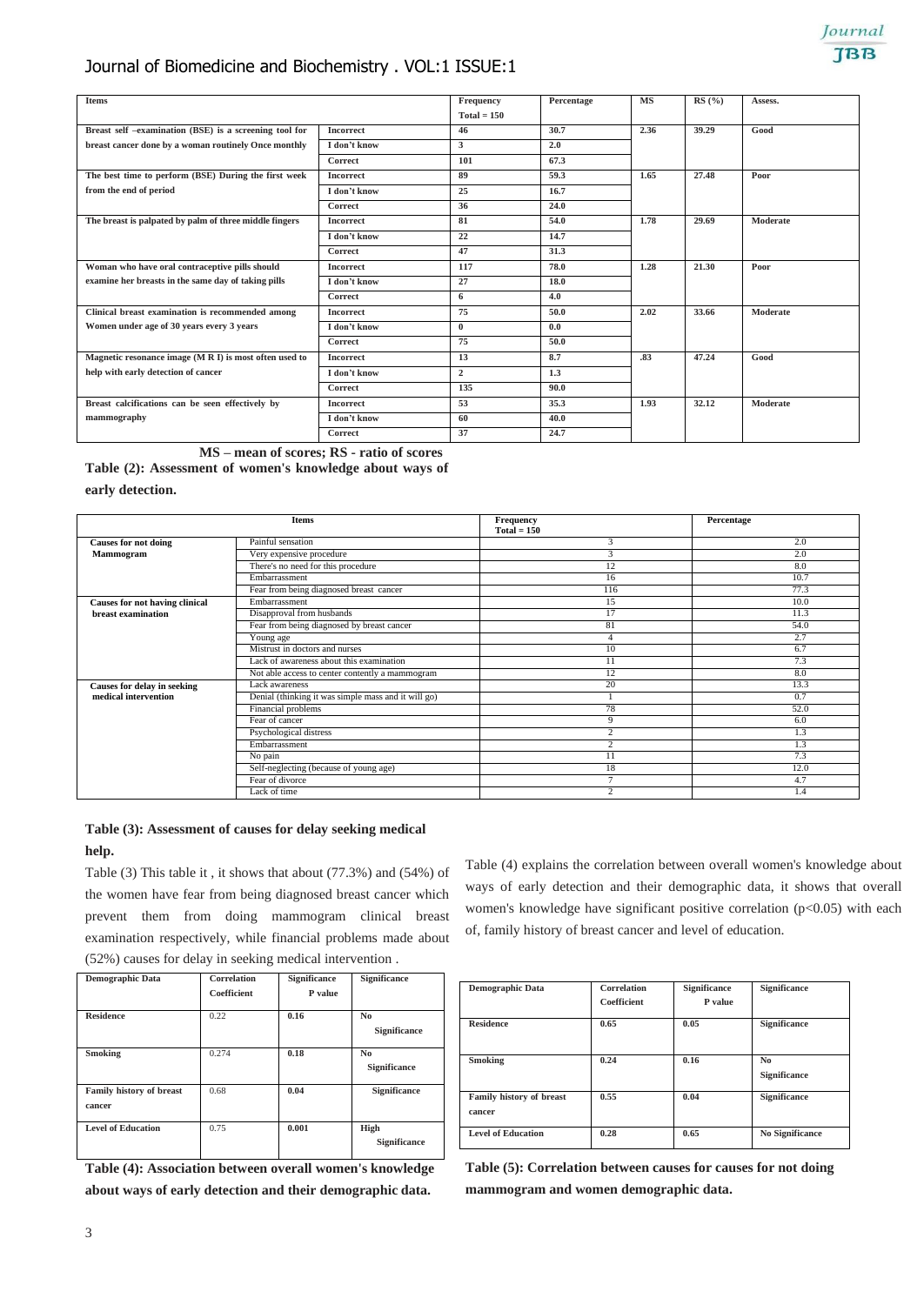| Items | | Frequency Total = 150 | Percentage | MS | RS (%) | Assess. |
|---|---|---|---|---|---|---|
| Breast self –examination (BSE) is a screening tool for breast cancer done by a woman routinely Once monthly | Incorrect | 46 | 30.7 | 2.36 | 39.29 | Good |
| | I don't know | 3 | 2.0 | | | |
| | Correct | 101 | 67.3 | | | |
| The best time to perform (BSE) During the first week from the end of period | Incorrect | 89 | 59.3 | 1.65 | 27.48 | Poor |
| | I don't know | 25 | 16.7 | | | |
| | Correct | 36 | 24.0 | | | |
| The breast is palpated by palm of three middle fingers | Incorrect | 81 | 54.0 | 1.78 | 29.69 | Moderate |
| | I don't know | 22 | 14.7 | | | |
| | Correct | 47 | 31.3 | | | |
| Woman who have oral contraceptive pills should examine her breasts in the same day of taking pills | Incorrect | 117 | 78.0 | 1.28 | 21.30 | Poor |
| | I don't know | 27 | 18.0 | | | |
| | Correct | 6 | 4.0 | | | |
| Clinical breast examination is recommended among Women under age of 30 years every 3 years | Incorrect | 75 | 50.0 | 2.02 | 33.66 | Moderate |
| | I don't know | 0 | 0.0 | | | |
| | Correct | 75 | 50.0 | | | |
| Magnetic resonance image (M R I) is most often used to help with early detection of cancer | Incorrect | 13 | 8.7 | .83 | 47.24 | Good |
| | I don't know | 2 | 1.3 | | | |
| | Correct | 135 | 90.0 | | | |
| Breast calcifications can be seen effectively by mammography | Incorrect | 53 | 35.3 | 1.93 | 32.12 | Moderate |
| | I don't know | 60 | 40.0 | | | |
| | Correct | 37 | 24.7 | | | |

**MS – mean of scores; RS - ratio of scores**

**Table (2): Assessment of women's knowledge about ways of early detection.**

| Items | | Frequency Total = 150 | Percentage |
|---|---|---|---|
| Causes for not doing Mammogram | Painful sensation | 3 | 2.0 |
| | Very expensive procedure | 3 | 2.0 |
| | There's no need for this procedure | 12 | 8.0 |
| | Embarrassment | 16 | 10.7 |
| | Fear from being diagnosed breast cancer | 116 | 77.3 |
| Causes for not having clinical breast examination | Embarrassment | 15 | 10.0 |
| | Disapproval from husbands | 17 | 11.3 |
| | Fear from being diagnosed by breast cancer | 81 | 54.0 |
| | Young age | 4 | 2.7 |
| | Mistrust in doctors and nurses | 10 | 6.7 |
| | Lack of awareness about this examination | 11 | 7.3 |
| | Not able access to center contently a mammogram | 12 | 8.0 |
| Causes for delay in seeking medical intervention | Lack awareness | 20 | 13.3 |
| | Denial (thinking it was simple mass and it will go) | 1 | 0.7 |
| | Financial problems | 78 | 52.0 |
| | Fear of cancer | 9 | 6.0 |
| | Psychological distress | 2 | 1.3 |
| | Embarrassment | 2 | 1.3 |
| | No pain | 11 | 7.3 |
| | Self-neglecting (because of young age) | 18 | 12.0 |
| | Fear of divorce | 7 | 4.7 |
| | Lack of time | 2 | 1.4 |

**Table (3): Assessment of causes for delay seeking medical help.**

Table (3) This table it , it shows that about (77.3%) and (54%) of the women have fear from being diagnosed breast cancer which prevent them from doing mammogram clinical breast examination respectively, while financial problems made about (52%) causes for delay in seeking medical intervention .

| Demographic Data | Correlation Coefficient | Significance P value | Significance |
|---|---|---|---|
| Residence | 0.22 | 0.16 | No Significance |
| Smoking | 0.274 | 0.18 | No Significance |
| Family history of breast cancer | 0.68 | 0.04 | Significance |
| Level of Education | 0.75 | 0.001 | High Significance |

**Table (4): Association between overall women's knowledge about ways of early detection and their demographic data.**

Table (4) explains the correlation between overall women's knowledge about ways of early detection and their demographic data, it shows that overall women's knowledge have significant positive correlation ($p<0.05$) with each of, family history of breast cancer and level of education.

| Demographic Data | Correlation Coefficient | Significance P value | Significance |
|---|---|---|---|
| Residence | 0.65 | 0.05 | Significance |
| Smoking | 0.24 | 0.16 | No Significance |
| Family history of breast cancer | 0.55 | 0.04 | Significance |
| Level of Education | 0.28 | 0.65 | No Significance |

**Table (5): Correlation between causes for causes for not doing mammogram and women demographic data.**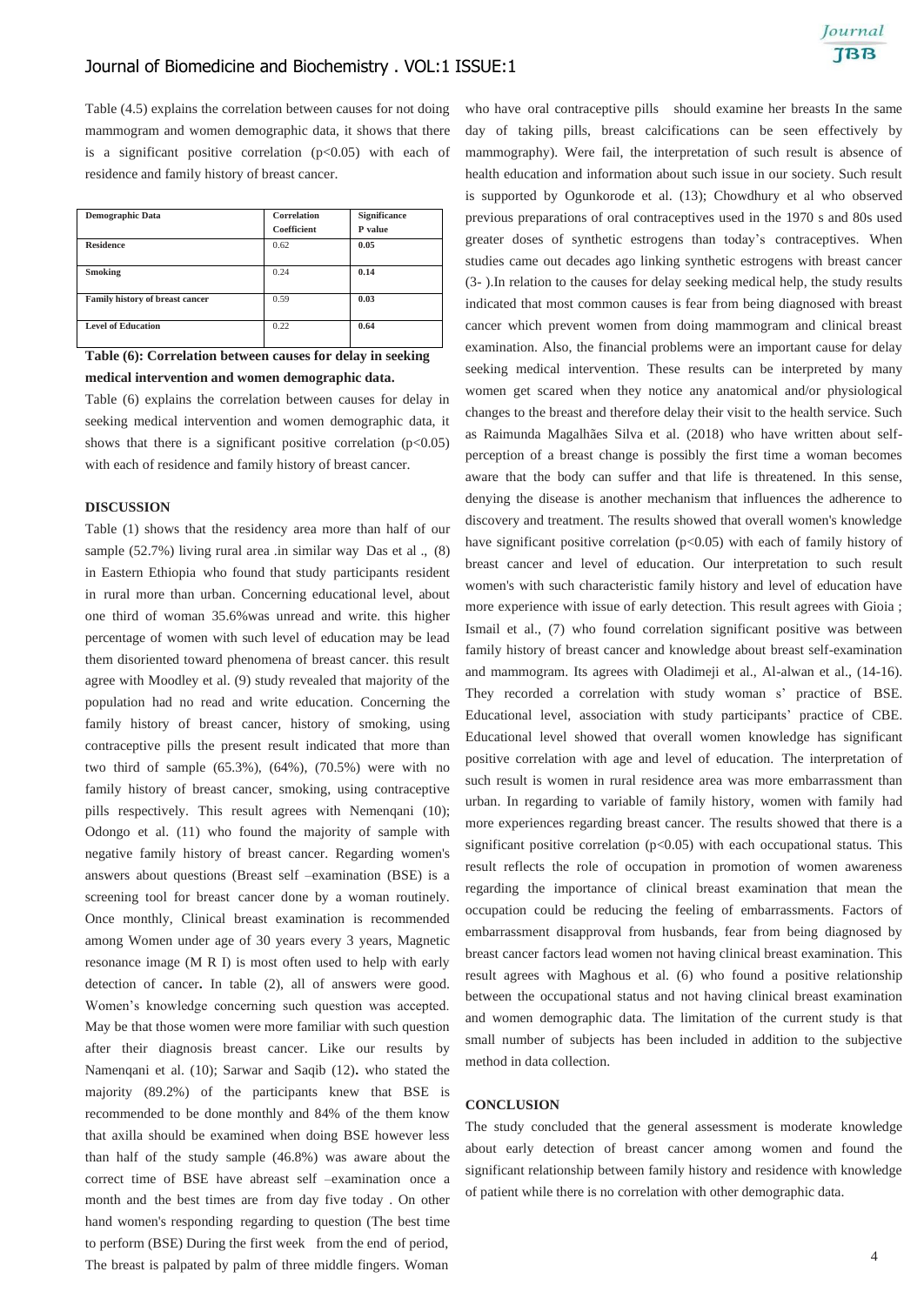Table (4.5) explains the correlation between causes for not doing mammogram and women demographic data, it shows that there is a significant positive correlation ($p<0.05$) with each of residence and family history of breast cancer.

| Demographic Data | Correlation Coefficient | Significance P value |
|---|---|---|
| Residence | 0.62 | **0.05** |
| Smoking | 0.24 | **0.14** |
| Family history of breast cancer | 0.59 | **0.03** |
| Level of Education | 0.22 | **0.64** |

**Table (6): Correlation between causes for delay in seeking medical intervention and women demographic data.**

Table (6) explains the correlation between causes for delay in seeking medical intervention and women demographic data, it shows that there is a significant positive correlation ($p<0.05$) with each of residence and family history of breast cancer.

## DISCUSSION

Table (1) shows that the residency area more than half of our sample (52.7%) living rural area .in similar way Das et al ., (8) in Eastern Ethiopia who found that study participants resident in rural more than urban. Concerning educational level, about one third of woman 35.6%was unread and write. this higher percentage of women with such level of education may be lead them disoriented toward phenomena of breast cancer. this result agree with Moodley et al. (9) study revealed that majority of the population had no read and write education. Concerning the family history of breast cancer, history of smoking, using contraceptive pills the present result indicated that more than two third of sample (65.3%), (64%), (70.5%) were with no family history of breast cancer, smoking, using contraceptive pills respectively. This result agrees with Nemenqani (10); Odongo et al. (11) who found the majority of sample with negative family history of breast cancer. Regarding women's answers about questions (Breast self –examination (BSE) is a screening tool for breast cancer done by a woman routinely. Once monthly, Clinical breast examination is recommended among Women under age of 30 years every 3 years, Magnetic resonance image (M R I) is most often used to help with early detection of cancer**.** In table (2), all of answers were good. Women's knowledge concerning such question was accepted. May be that those women were more familiar with such question after their diagnosis breast cancer. Like our results by Namenqani et al. (10); Sarwar and Saqib (12)**.** who stated the majority (89.2%) of the participants knew that BSE is recommended to be done monthly and 84% of the them know that axilla should be examined when doing BSE however less than half of the study sample (46.8%) was aware about the correct time of BSE have abreast self –examination once a month and the best times are from day five today . On other hand women's responding regarding to question (The best time to perform (BSE) During the first week from the end of period, The breast is palpated by palm of three middle fingers. Woman who have oral contraceptive pills should examine her breasts In the same day of taking pills, breast calcifications can be seen effectively by mammography). Were fail, the interpretation of such result is absence of health education and information about such issue in our society. Such result is supported by Ogunkorode et al. (13); Chowdhury et al who observed previous preparations of oral contraceptives used in the 1970 s and 80s used greater doses of synthetic estrogens than today's contraceptives. When studies came out decades ago linking synthetic estrogens with breast cancer (3- ).In relation to the causes for delay seeking medical help, the study results indicated that most common causes is fear from being diagnosed with breast cancer which prevent women from doing mammogram and clinical breast examination. Also, the financial problems were an important cause for delay seeking medical intervention. These results can be interpreted by many women get scared when they notice any anatomical and/or physiological changes to the breast and therefore delay their visit to the health service. Such as Raimunda Magalhães Silva et al. (2018) who have written about self-perception of a breast change is possibly the first time a woman becomes aware that the body can suffer and that life is threatened. In this sense, denying the disease is another mechanism that influences the adherence to discovery and treatment. The results showed that overall women's knowledge have significant positive correlation ($p<0.05$) with each of family history of breast cancer and level of education. Our interpretation to such result women's with such characteristic family history and level of education have more experience with issue of early detection. This result agrees with Gioia ; Ismail et al., (7) who found correlation significant positive was between family history of breast cancer and knowledge about breast self-examination and mammogram. Its agrees with Oladimeji et al., Al-alwan et al., (14-16). They recorded a correlation with study woman s' practice of BSE. Educational level, association with study participants' practice of CBE. Educational level showed that overall women knowledge has significant positive correlation with age and level of education. The interpretation of such result is women in rural residence area was more embarrassment than urban. In regarding to variable of family history, women with family had more experiences regarding breast cancer. The results showed that there is a significant positive correlation ($p<0.05$) with each occupational status. This result reflects the role of occupation in promotion of women awareness regarding the importance of clinical breast examination that mean the occupation could be reducing the feeling of embarrassments. Factors of embarrassment disapproval from husbands, fear from being diagnosed by breast cancer factors lead women not having clinical breast examination. This result agrees with Maghous et al. (6) who found a positive relationship between the occupational status and not having clinical breast examination and women demographic data. The limitation of the current study is that small number of subjects has been included in addition to the subjective method in data collection.

## CONCLUSION

The study concluded that the general assessment is moderate knowledge about early detection of breast cancer among women and found the significant relationship between family history and residence with knowledge of patient while there is no correlation with other demographic data.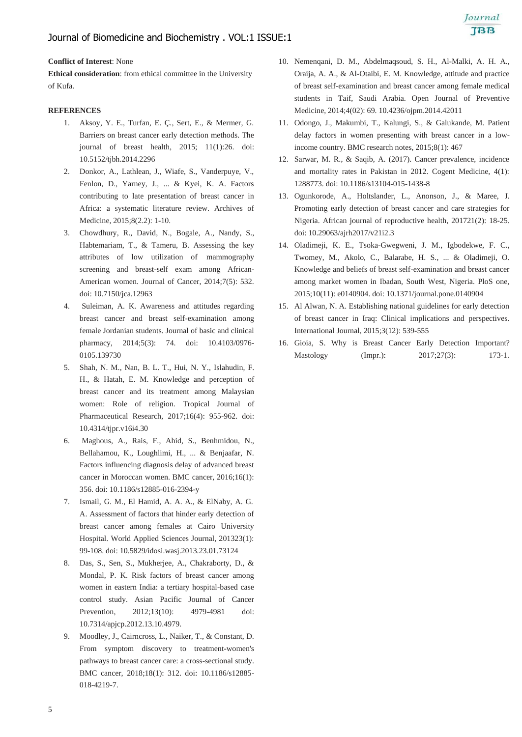**Conflict of Interest**: None

**Ethical consideration**: from ethical committee in the University of Kufa.

**REFERENCES**

1. Aksoy, Y. E., Turfan, E. Ç., Sert, E., & Mermer, G. Barriers on breast cancer early detection methods. The journal of breast health, 2015; 11(1):26. doi: 10.5152/tjbh.2014.2296
2. Donkor, A., Lathlean, J., Wiafe, S., Vanderpuye, V., Fenlon, D., Yarney, J., ... & Kyei, K. A. Factors contributing to late presentation of breast cancer in Africa: a systematic literature review. Archives of Medicine, 2015;8(2.2): 1-10.
3. Chowdhury, R., David, N., Bogale, A., Nandy, S., Habtemariam, T., & Tameru, B. Assessing the key attributes of low utilization of mammography screening and breast-self exam among African-American women. Journal of Cancer, 2014;7(5): 532. doi: 10.7150/jca.12963
4. Suleiman, A. K. Awareness and attitudes regarding breast cancer and breast self-examination among female Jordanian students. Journal of basic and clinical pharmacy, 2014;5(3): 74. doi: 10.4103/0976-0105.139730
5. Shah, N. M., Nan, B. L. T., Hui, N. Y., Islahudin, F. H., & Hatah, E. M. Knowledge and perception of breast cancer and its treatment among Malaysian women: Role of religion. Tropical Journal of Pharmaceutical Research, 2017;16(4): 955-962. doi: 10.4314/tjpr.v16i4.30
6. Maghous, A., Rais, F., Ahid, S., Benhmidou, N., Bellahamou, K., Loughlimi, H., ... & Benjaafar, N. Factors influencing diagnosis delay of advanced breast cancer in Moroccan women. BMC cancer, 2016;16(1): 356. doi: 10.1186/s12885-016-2394-y
7. Ismail, G. M., El Hamid, A. A. A., & ElNaby, A. G. A. Assessment of factors that hinder early detection of breast cancer among females at Cairo University Hospital. World Applied Sciences Journal, 201323(1): 99-108. doi: 10.5829/idosi.wasj.2013.23.01.73124
8. Das, S., Sen, S., Mukherjee, A., Chakraborty, D., & Mondal, P. K. Risk factors of breast cancer among women in eastern India: a tertiary hospital-based case control study. Asian Pacific Journal of Cancer Prevention, 2012;13(10): 4979-4981 doi: 10.7314/apjcp.2012.13.10.4979.
9. Moodley, J., Cairncross, L., Naiker, T., & Constant, D. From symptom discovery to treatment-women's pathways to breast cancer care: a cross-sectional study. BMC cancer, 2018;18(1): 312. doi: 10.1186/s12885-018-4219-7.
10. Nemenqani, D. M., Abdelmaqsoud, S. H., Al-Malki, A. H. A., Oraija, A. A., & Al-Otaibi, E. M. Knowledge, attitude and practice of breast self-examination and breast cancer among female medical students in Taif, Saudi Arabia. Open Journal of Preventive Medicine, 2014;4(02): 69. 10.4236/ojpm.2014.42011
11. Odongo, J., Makumbi, T., Kalungi, S., & Galukande, M. Patient delay factors in women presenting with breast cancer in a low-income country. BMC research notes, 2015;8(1): 467
12. Sarwar, M. R., & Saqib, A. (2017). Cancer prevalence, incidence and mortality rates in Pakistan in 2012. Cogent Medicine, 4(1): 1288773. doi: 10.1186/s13104-015-1438-8
13. Ogunkorode, A., Holtslander, L., Anonson, J., & Maree, J. Promoting early detection of breast cancer and care strategies for Nigeria. African journal of reproductive health, 201721(2): 18-25. doi: 10.29063/ajrh2017/v21i2.3
14. Oladimeji, K. E., Tsoka-Gwegweni, J. M., Igbodekwe, F. C., Twomey, M., Akolo, C., Balarabe, H. S., ... & Oladimeji, O. Knowledge and beliefs of breast self-examination and breast cancer among market women in Ibadan, South West, Nigeria. PloS one, 2015;10(11): e0140904. doi: 10.1371/journal.pone.0140904
15. Al Alwan, N. A. Establishing national guidelines for early detection of breast cancer in Iraq: Clinical implications and perspectives. International Journal, 2015;3(12): 539-555
16. Gioia, S. Why is Breast Cancer Early Detection Important? Mastology (Impr.): 2017;27(3): 173-1.